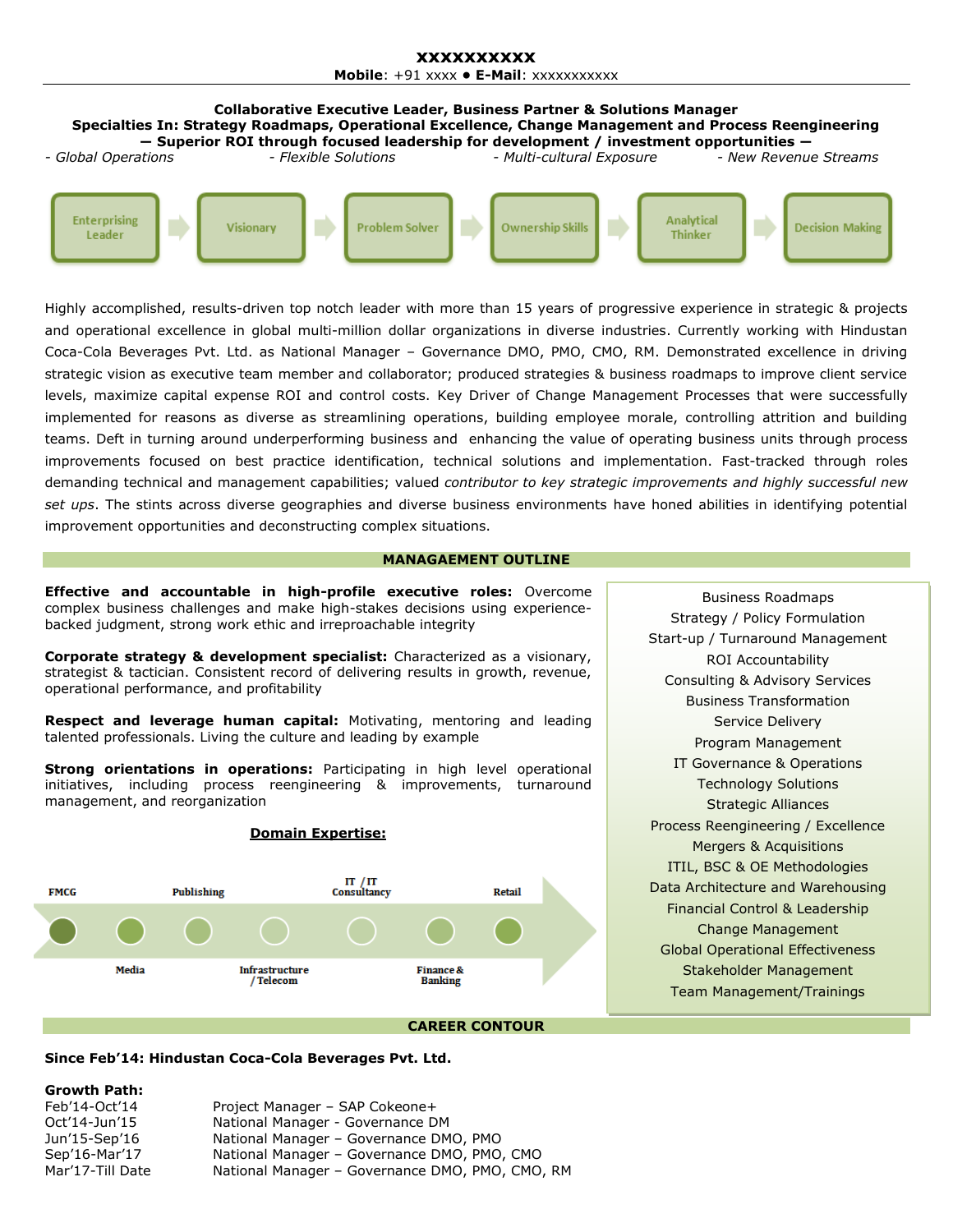# XXXXXXXXXX

**Mobile**: +91 xxxx • **E-Mail**: xxxxxxxxxxx

**Collaborative Executive Leader, Business Partner & Solutions Manager**
**Specialties In: Strategy Roadmaps, Operational Excellence, Change Management and Process Reengineering**
**— Superior ROI through focused leadership for development / investment opportunities —**

*- Global Operations* *- Flexible Solutions* *- Multi-cultural Exposure* *- New Revenue Streams*

Enterprising Leader → Visionary → Problem Solver → Ownership Skills → Analytical Thinker → Decision Making

Highly accomplished, results-driven top notch leader with more than 15 years of progressive experience in strategic & projects and operational excellence in global multi-million dollar organizations in diverse industries. Currently working with Hindustan Coca-Cola Beverages Pvt. Ltd. as National Manager – Governance DMO, PMO, CMO, RM. Demonstrated excellence in driving strategic vision as executive team member and collaborator; produced strategies & business roadmaps to improve client service levels, maximize capital expense ROI and control costs. Key Driver of Change Management Processes that were successfully implemented for reasons as diverse as streamlining operations, building employee morale, controlling attrition and building teams. Deft in turning around underperforming business and enhancing the value of operating business units through process improvements focused on best practice identification, technical solutions and implementation. Fast-tracked through roles demanding technical and management capabilities; valued *contributor to key strategic improvements and highly successful new set ups*. The stints across diverse geographies and diverse business environments have honed abilities in identifying potential improvement opportunities and deconstructing complex situations.

## MANAGAEMENT OUTLINE

**Effective and accountable in high-profile executive roles:** Overcome complex business challenges and make high-stakes decisions using experience-backed judgment, strong work ethic and irreproachable integrity

**Corporate strategy & development specialist:** Characterized as a visionary, strategist & tactician. Consistent record of delivering results in growth, revenue, operational performance, and profitability

**Respect and leverage human capital:** Motivating, mentoring and leading talented professionals. Living the culture and leading by example

**Strong orientations in operations:** Participating in high level operational initiatives, including process reengineering & improvements, turnaround management, and reorganization

**Domain Expertise:**

FMCG → Media → Publishing → Infrastructure / Telecom → IT / IT Consultancy → Finance & Banking → Retail

- Business Roadmaps
- Strategy / Policy Formulation
- Start-up / Turnaround Management
- ROI Accountability
- Consulting & Advisory Services
- Business Transformation
- Service Delivery
- Program Management
- IT Governance & Operations
- Technology Solutions
- Strategic Alliances
- Process Reengineering / Excellence
- Mergers & Acquisitions
- ITIL, BSC & OE Methodologies
- Data Architecture and Warehousing
- Financial Control & Leadership
- Change Management
- Global Operational Effectiveness
- Stakeholder Management
- Team Management/Trainings

## CAREER CONTOUR

**Since Feb'14: Hindustan Coca-Cola Beverages Pvt. Ltd.**

**Growth Path:**

| | |
|---|---|
| Feb'14-Oct'14 | Project Manager – SAP Cokeone+ |
| Oct'14-Jun'15 | National Manager - Governance DM |
| Jun'15-Sep'16 | National Manager – Governance DMO, PMO |
| Sep'16-Mar'17 | National Manager – Governance DMO, PMO, CMO |
| Mar'17-Till Date | National Manager – Governance DMO, PMO, CMO, RM |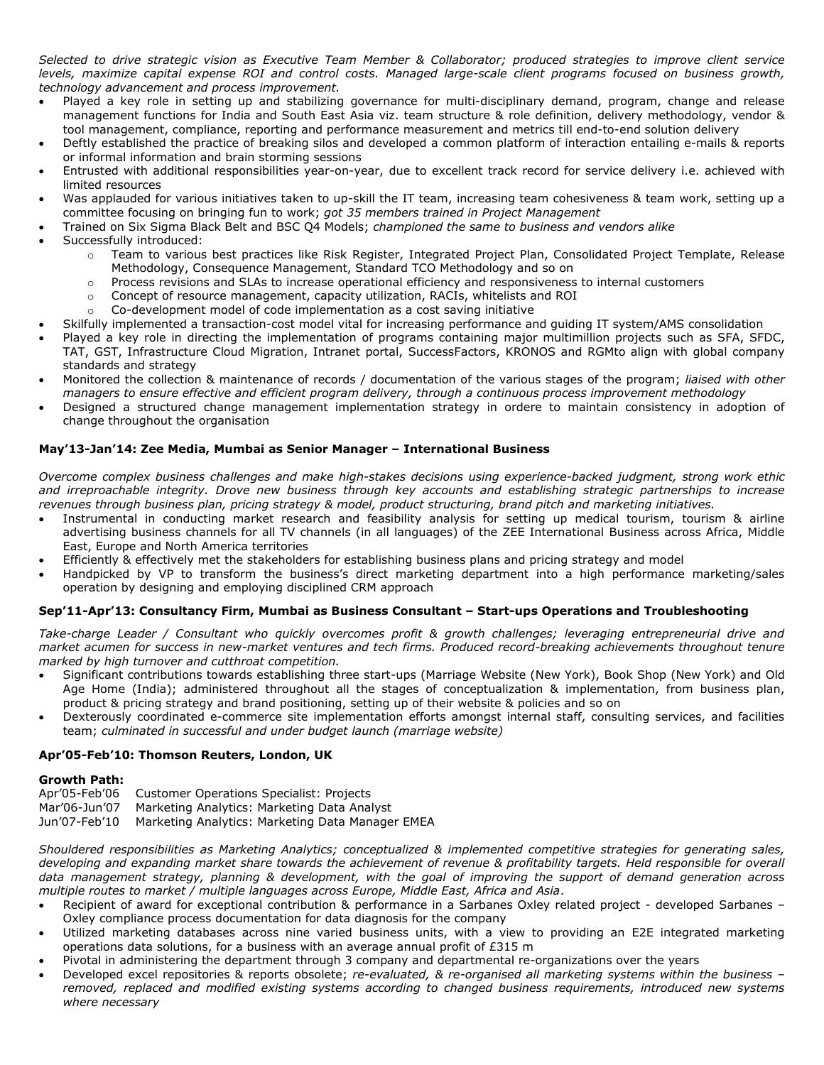*Selected to drive strategic vision as Executive Team Member & Collaborator; produced strategies to improve client service levels, maximize capital expense ROI and control costs. Managed large-scale client programs focused on business growth, technology advancement and process improvement.*

- Played a key role in setting up and stabilizing governance for multi-disciplinary demand, program, change and release management functions for India and South East Asia viz. team structure & role definition, delivery methodology, vendor & tool management, compliance, reporting and performance measurement and metrics till end-to-end solution delivery
- Deftly established the practice of breaking silos and developed a common platform of interaction entailing e-mails & reports or informal information and brain storming sessions
- Entrusted with additional responsibilities year-on-year, due to excellent track record for service delivery i.e. achieved with limited resources
- Was applauded for various initiatives taken to up-skill the IT team, increasing team cohesiveness & team work, setting up a committee focusing on bringing fun to work; *got 35 members trained in Project Management*
- Trained on Six Sigma Black Belt and BSC Q4 Models; *championed the same to business and vendors alike*
- Successfully introduced:
    - Team to various best practices like Risk Register, Integrated Project Plan, Consolidated Project Template, Release Methodology, Consequence Management, Standard TCO Methodology and so on
    - Process revisions and SLAs to increase operational efficiency and responsiveness to internal customers
    - Concept of resource management, capacity utilization, RACIs, whitelists and ROI
    - Co-development model of code implementation as a cost saving initiative
- Skilfully implemented a transaction-cost model vital for increasing performance and guiding IT system/AMS consolidation
- Played a key role in directing the implementation of programs containing major multimillion projects such as SFA, SFDC, TAT, GST, Infrastructure Cloud Migration, Intranet portal, SuccessFactors, KRONOS and RGMto align with global company standards and strategy
- Monitored the collection & maintenance of records / documentation of the various stages of the program; *liaised with other managers to ensure effective and efficient program delivery, through a continuous process improvement methodology*
- Designed a structured change management implementation strategy in ordere to maintain consistency in adoption of change throughout the organisation

**May'13-Jan'14: Zee Media, Mumbai as Senior Manager – International Business**

*Overcome complex business challenges and make high-stakes decisions using experience-backed judgment, strong work ethic and irreproachable integrity. Drove new business through key accounts and establishing strategic partnerships to increase revenues through business plan, pricing strategy & model, product structuring, brand pitch and marketing initiatives.*

- Instrumental in conducting market research and feasibility analysis for setting up medical tourism, tourism & airline advertising business channels for all TV channels (in all languages) of the ZEE International Business across Africa, Middle East, Europe and North America territories
- Efficiently & effectively met the stakeholders for establishing business plans and pricing strategy and model
- Handpicked by VP to transform the business's direct marketing department into a high performance marketing/sales operation by designing and employing disciplined CRM approach

**Sep'11-Apr'13: Consultancy Firm, Mumbai as Business Consultant – Start-ups Operations and Troubleshooting**

*Take-charge Leader / Consultant who quickly overcomes profit & growth challenges; leveraging entrepreneurial drive and market acumen for success in new-market ventures and tech firms. Produced record-breaking achievements throughout tenure marked by high turnover and cutthroat competition.*

- Significant contributions towards establishing three start-ups (Marriage Website (New York), Book Shop (New York) and Old Age Home (India); administered throughout all the stages of conceptualization & implementation, from business plan, product & pricing strategy and brand positioning, setting up of their website & policies and so on
- Dexterously coordinated e-commerce site implementation efforts amongst internal staff, consulting services, and facilities team; *culminated in successful and under budget launch (marriage website)*

**Apr'05-Feb'10: Thomson Reuters, London, UK**

**Growth Path:**

Apr'05-Feb'06 Customer Operations Specialist: Projects
Mar'06-Jun'07 Marketing Analytics: Marketing Data Analyst
Jun'07-Feb'10 Marketing Analytics: Marketing Data Manager EMEA

*Shouldered responsibilities as Marketing Analytics; conceptualized & implemented competitive strategies for generating sales, developing and expanding market share towards the achievement of revenue & profitability targets. Held responsible for overall data management strategy, planning & development, with the goal of improving the support of demand generation across multiple routes to market / multiple languages across Europe, Middle East, Africa and Asia.*

- Recipient of award for exceptional contribution & performance in a Sarbanes Oxley related project - developed Sarbanes – Oxley compliance process documentation for data diagnosis for the company
- Utilized marketing databases across nine varied business units, with a view to providing an E2E integrated marketing operations data solutions, for a business with an average annual profit of £315 m
- Pivotal in administering the department through 3 company and departmental re-organizations over the years
- Developed excel repositories & reports obsolete; *re-evaluated, & re-organised all marketing systems within the business – removed, replaced and modified existing systems according to changed business requirements, introduced new systems where necessary*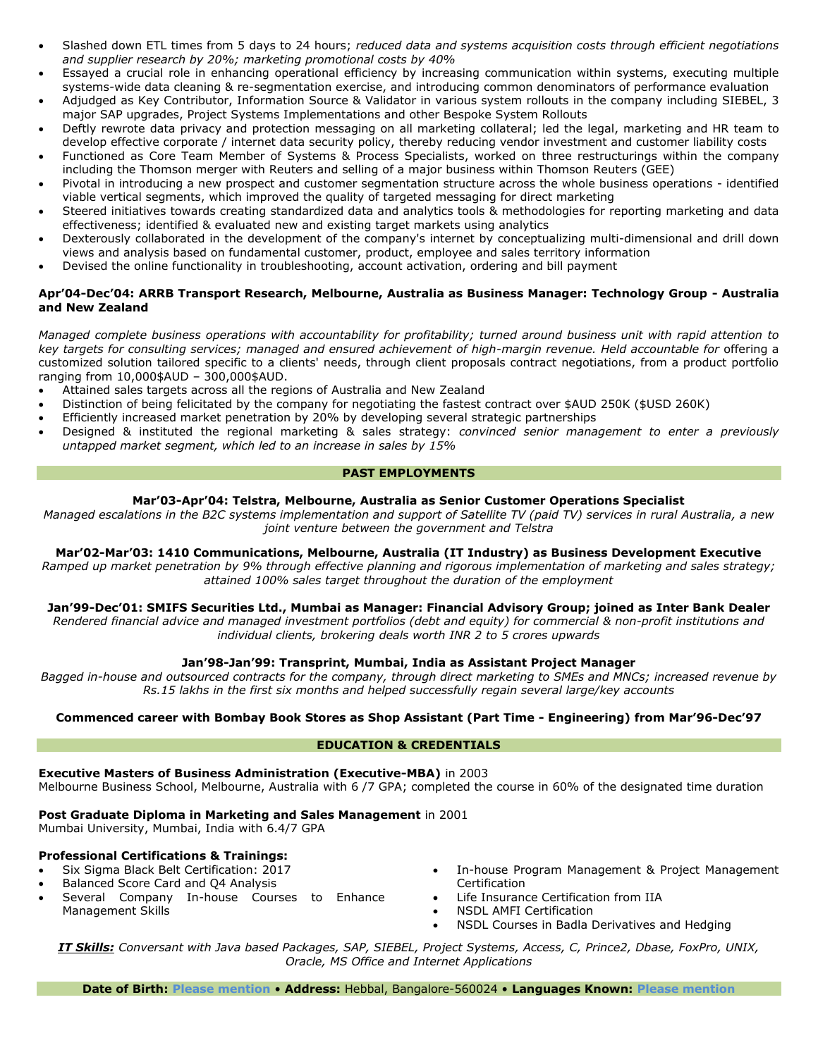- Slashed down ETL times from 5 days to 24 hours; *reduced data and systems acquisition costs through efficient negotiations and supplier research by 20%; marketing promotional costs by 40%*
- Essayed a crucial role in enhancing operational efficiency by increasing communication within systems, executing multiple systems-wide data cleaning & re-segmentation exercise, and introducing common denominators of performance evaluation
- Adjudged as Key Contributor, Information Source & Validator in various system rollouts in the company including SIEBEL, 3 major SAP upgrades, Project Systems Implementations and other Bespoke System Rollouts
- Deftly rewrote data privacy and protection messaging on all marketing collateral; led the legal, marketing and HR team to develop effective corporate / internet data security policy, thereby reducing vendor investment and customer liability costs
- Functioned as Core Team Member of Systems & Process Specialists, worked on three restructurings within the company including the Thomson merger with Reuters and selling of a major business within Thomson Reuters (GEE)
- Pivotal in introducing a new prospect and customer segmentation structure across the whole business operations - identified viable vertical segments, which improved the quality of targeted messaging for direct marketing
- Steered initiatives towards creating standardized data and analytics tools & methodologies for reporting marketing and data effectiveness; identified & evaluated new and existing target markets using analytics
- Dexterously collaborated in the development of the company's internet by conceptualizing multi-dimensional and drill down views and analysis based on fundamental customer, product, employee and sales territory information
- Devised the online functionality in troubleshooting, account activation, ordering and bill payment

**Apr'04-Dec'04: ARRB Transport Research, Melbourne, Australia as Business Manager: Technology Group - Australia and New Zealand**

*Managed complete business operations with accountability for profitability; turned around business unit with rapid attention to key targets for consulting services; managed and ensured achievement of high-margin revenue. Held accountable for* offering a customized solution tailored specific to a clients' needs, through client proposals contract negotiations, from a product portfolio ranging from 10,000$AUD – 300,000$AUD.

- Attained sales targets across all the regions of Australia and New Zealand
- Distinction of being felicitated by the company for negotiating the fastest contract over $AUD 250K ($USD 260K)
- Efficiently increased market penetration by 20% by developing several strategic partnerships
- Designed & instituted the regional marketing & sales strategy: *convinced senior management to enter a previously untapped market segment, which led to an increase in sales by 15%*

## PAST EMPLOYMENTS

**Mar'03-Apr'04: Telstra, Melbourne, Australia as Senior Customer Operations Specialist**
*Managed escalations in the B2C systems implementation and support of Satellite TV (paid TV) services in rural Australia, a new joint venture between the government and Telstra*

**Mar'02-Mar'03: 1410 Communications, Melbourne, Australia (IT Industry) as Business Development Executive**
*Ramped up market penetration by 9% through effective planning and rigorous implementation of marketing and sales strategy; attained 100% sales target throughout the duration of the employment*

**Jan'99-Dec'01: SMIFS Securities Ltd., Mumbai as Manager: Financial Advisory Group; joined as Inter Bank Dealer**
*Rendered financial advice and managed investment portfolios (debt and equity) for commercial & non-profit institutions and individual clients, brokering deals worth INR 2 to 5 crores upwards*

**Jan'98-Jan'99: Transprint, Mumbai, India as Assistant Project Manager**
*Bagged in-house and outsourced contracts for the company, through direct marketing to SMEs and MNCs; increased revenue by Rs.15 lakhs in the first six months and helped successfully regain several large/key accounts*

**Commenced career with Bombay Book Stores as Shop Assistant (Part Time - Engineering) from Mar'96-Dec'97**

## EDUCATION & CREDENTIALS

**Executive Masters of Business Administration (Executive-MBA)** in 2003
Melbourne Business School, Melbourne, Australia with 6 /7 GPA; completed the course in 60% of the designated time duration

**Post Graduate Diploma in Marketing and Sales Management** in 2001
Mumbai University, Mumbai, India with 6.4/7 GPA

**Professional Certifications & Trainings:**

- Six Sigma Black Belt Certification: 2017
- Balanced Score Card and Q4 Analysis
- Several Company In-house Courses to Enhance Management Skills
- In-house Program Management & Project Management Certification
- Life Insurance Certification from IIA
- NSDL AMFI Certification
- NSDL Courses in Badla Derivatives and Hedging

***IT Skills:*** *Conversant with Java based Packages, SAP, SIEBEL, Project Systems, Access, C, Prince2, Dbase, FoxPro, UNIX, Oracle, MS Office and Internet Applications*

**Date of Birth:** Please mention • **Address:** Hebbal, Bangalore-560024 • **Languages Known:** Please mention